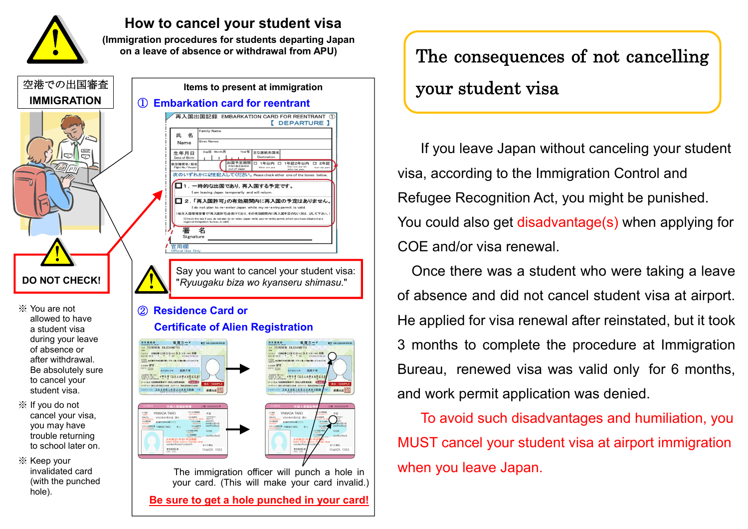# How to cancel your student visa

**(Immigration procedures for students departing Japan on a leave of absence or withdrawal from APU)**

## 空港での出国審査 IMMIGRATION

**DO NOT CHECK!**

※ You are not allowed to have a student visa during your leave of absence or after withdrawal. Be absolutely sure to cancel your student visa.

※ If you do not cancel your visa, you may have trouble returning to school later on.

※ Keep your invalidated card (with the punched hole).

### Items to present at immigration

#### ① Embarkation card for reentrant

再入国出国記録 EMBARKATION CARD FOR REENTRANT ①
【 DEPARTURE 】

Say you want to cancel your student visa: "*Ryuugaku biza wo kyanseru shimasu*."

#### ② Residence Card or Certificate of Alien Registration

The immigration officer will punch a hole in your card. (This will make your card invalid.)

**Be sure to get a hole punched in your card!**

## The consequences of not cancelling your student visa

If you leave Japan without canceling your student visa, according to the Immigration Control and Refugee Recognition Act, you might be punished. You could also get disadvantage(s) when applying for COE and/or visa renewal.

Once there was a student who were taking a leave of absence and did not cancel student visa at airport. He applied for visa renewal after reinstated, but it took 3 months to complete the procedure at Immigration Bureau, renewed visa was valid only for 6 months, and work permit application was denied.

To avoid such disadvantages and humiliation, you MUST cancel your student visa at airport immigration when you leave Japan.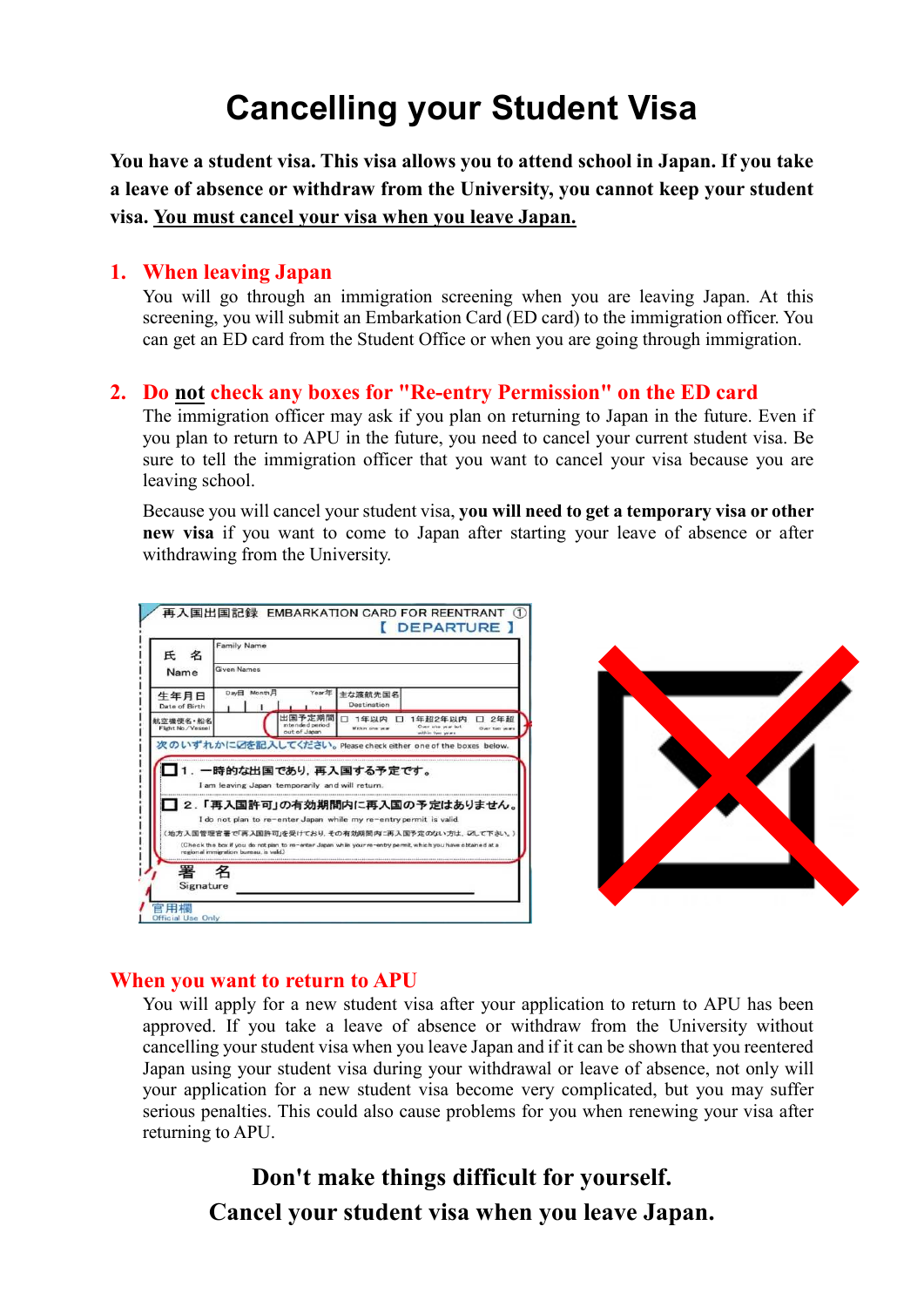# Cancelling your Student Visa

**You have a student visa. This visa allows you to attend school in Japan. If you take a leave of absence or withdraw from the University, you cannot keep your student visa. <u>You must cancel your visa when you leave Japan.</u>**

## 1. When leaving Japan

You will go through an immigration screening when you are leaving Japan. At this screening, you will submit an Embarkation Card (ED card) to the immigration officer. You can get an ED card from the Student Office or when you are going through immigration.

## 2. Do <u>not</u> check any boxes for "Re-entry Permission" on the ED card

The immigration officer may ask if you plan on returning to Japan in the future. Even if you plan to return to APU in the future, you need to cancel your current student visa. Be sure to tell the immigration officer that you want to cancel your visa because you are leaving school.

Because you will cancel your student visa, **you will need to get a temporary visa or other new visa** if you want to come to Japan after starting your leave of absence or after withdrawing from the University.

再入国出国記録 EMBARKATION CARD FOR REENTRANT ①
【 DEPARTURE 】

氏名 Name — Family Name / Given Names
生年月日 Date of Birth — Day日 Month月 Year年
主な渡航先国名 Destination
航空機便名・船名 Flight No./Vessel
出国予定期間 Intended period out of Japan — □ 1年以内 Within one year □ 1年超2年以内 Over one year but within two years □ 2年超 Over two years

次のいずれかに☑を記入してください。Please check either one of the boxes below.

□ 1．一時的な出国であり，再入国する予定です。
I am leaving Japan temporarily and will return.

□ 2．「再入国許可」の有効期間内に再入国の予定はありません。
I do not plan to re-enter Japan while my re-entry permit is valid.
（地方入国管理官署で「再入国許可」を受けており，その有効期間内に再入国予定のない方は，☑して下さい。）
(Check the box if you do not plan to re-enter Japan while your re-entry permit, which you have obtained at a regional immigration bureau, is valid.)

署名 Signature

官用欄 Official Use Only

## When you want to return to APU

You will apply for a new student visa after your application to return to APU has been approved. If you take a leave of absence or withdraw from the University without cancelling your student visa when you leave Japan and if it can be shown that you reentered Japan using your student visa during your withdrawal or leave of absence, not only will your application for a new student visa become very complicated, but you may suffer serious penalties. This could also cause problems for you when renewing your visa after returning to APU.

**Don't make things difficult for yourself.**
**Cancel your student visa when you leave Japan.**